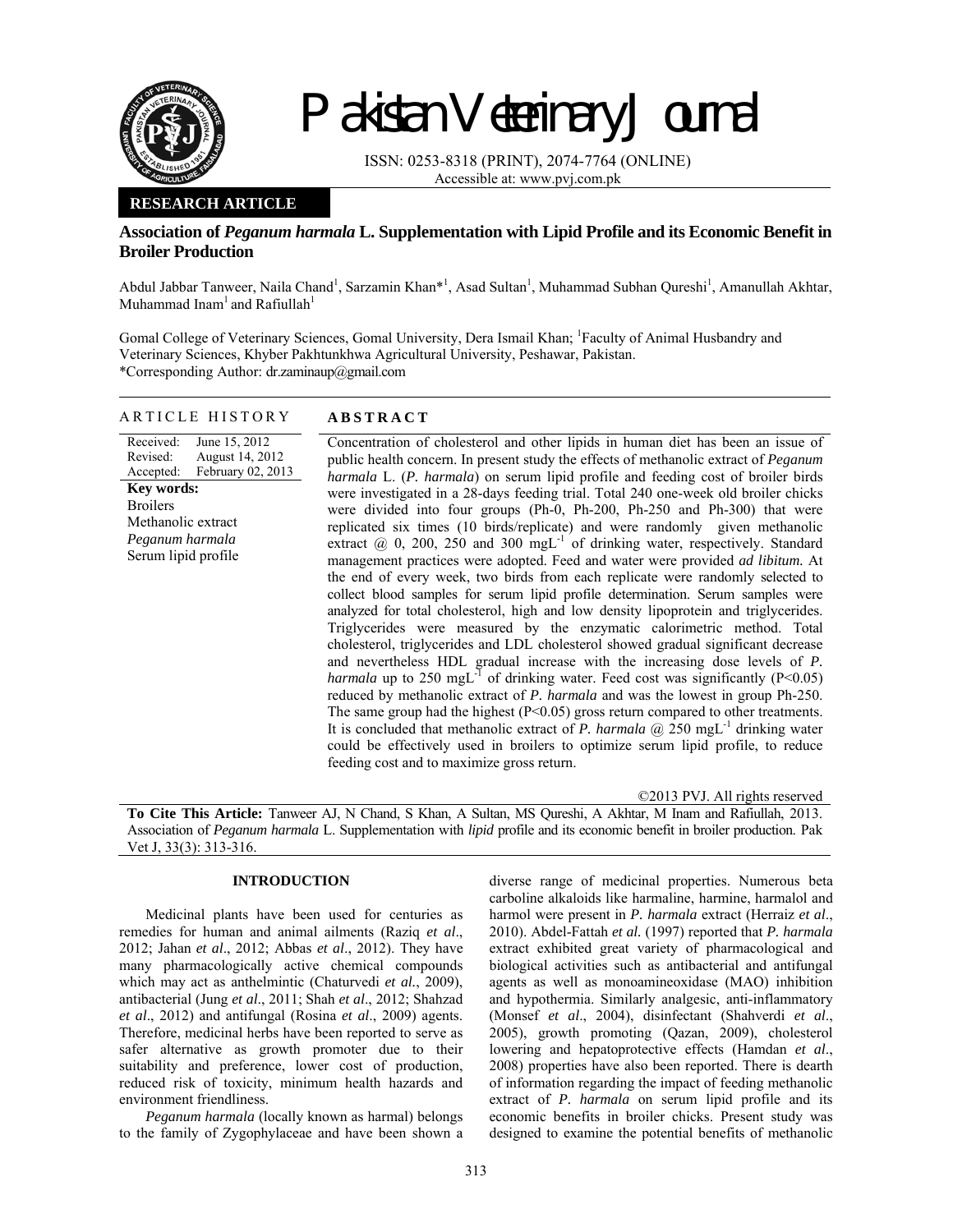# Pakistan Veterinary Journal

ISSN: 0253-8318 (PRINT), 2074-7764 (ONLINE)
Accessible at: www.pvj.com.pk

**RESEARCH ARTICLE**

## Association of *Peganum harmala* L. Supplementation with Lipid Profile and its Economic Benefit in Broiler Production

Abdul Jabbar Tanweer, Naila Chand[1], Sarzamin Khan*[1], Asad Sultan[1], Muhammad Subhan Qureshi[1], Amanullah Akhtar, Muhammad Inam[1] and Rafiullah[1]

Gomal College of Veterinary Sciences, Gomal University, Dera Ismail Khan; [1]Faculty of Animal Husbandry and Veterinary Sciences, Khyber Pakhtunkhwa Agricultural University, Peshawar, Pakistan.
*Corresponding Author: dr.zaminaup@gmail.com

### ARTICLE HISTORY

Received: June 15, 2012
Revised: August 14, 2012
Accepted: February 02, 2013

**Key words:**
Broilers
Methanolic extract
*Peganum harmala*
Serum lipid profile

### ABSTRACT

Concentration of cholesterol and other lipids in human diet has been an issue of public health concern. In present study the effects of methanolic extract of *Peganum harmala* L. (*P. harmala*) on serum lipid profile and feeding cost of broiler birds were investigated in a 28-days feeding trial. Total 240 one-week old broiler chicks were divided into four groups (Ph-0, Ph-200, Ph-250 and Ph-300) that were replicated six times (10 birds/replicate) and were randomly given methanolic extract @ 0, 200, 250 and 300 $mgL^{-1}$ of drinking water, respectively. Standard management practices were adopted. Feed and water were provided *ad libitum.* At the end of every week, two birds from each replicate were randomly selected to collect blood samples for serum lipid profile determination. Serum samples were analyzed for total cholesterol, high and low density lipoprotein and triglycerides. Triglycerides were measured by the enzymatic calorimetric method. Total cholesterol, triglycerides and LDL cholesterol showed gradual significant decrease and nevertheless HDL gradual increase with the increasing dose levels of *P. harmala* up to 250 $mgL^{-1}$ of drinking water. Feed cost was significantly ($P<0.05$) reduced by methanolic extract of *P. harmala* and was the lowest in group Ph-250. The same group had the highest ($P<0.05$) gross return compared to other treatments. It is concluded that methanolic extract of *P. harmala* @ 250 $mgL^{-1}$ drinking water could be effectively used in broilers to optimize serum lipid profile, to reduce feeding cost and to maximize gross return.

©2013 PVJ. All rights reserved

**To Cite This Article:** Tanweer AJ, N Chand, S Khan, A Sultan, MS Qureshi, A Akhtar, M Inam and Rafiullah, 2013. Association of *Peganum harmala* L. Supplementation with *lipid* profile and its economic benefit in broiler production. Pak Vet J, 33(3): 313-316.

## INTRODUCTION

Medicinal plants have been used for centuries as remedies for human and animal ailments (Raziq *et al*., 2012; Jahan *et al*., 2012; Abbas *et al*., 2012). They have many pharmacologically active chemical compounds which may act as anthelmintic (Chaturvedi *et al.*, 2009), antibacterial (Jung *et al*., 2011; Shah *et al*., 2012; Shahzad *et al*., 2012) and antifungal (Rosina *et al*., 2009) agents. Therefore, medicinal herbs have been reported to serve as safer alternative as growth promoter due to their suitability and preference, lower cost of production, reduced risk of toxicity, minimum health hazards and environment friendliness.

*Peganum harmala* (locally known as harmal) belongs to the family of Zygophylaceae and have been shown a diverse range of medicinal properties. Numerous beta carboline alkaloids like harmaline, harmine, harmalol and harmol were present in *P. harmala* extract (Herraiz *et al*., 2010). Abdel-Fattah *et al.* (1997) reported that *P. harmala* extract exhibited great variety of pharmacological and biological activities such as antibacterial and antifungal agents as well as monoamineoxidase (MAO) inhibition and hypothermia. Similarly analgesic, anti-inflammatory (Monsef *et al*., 2004), disinfectant (Shahverdi *et al*., 2005), growth promoting (Qazan, 2009), cholesterol lowering and hepatoprotective effects (Hamdan *et al*., 2008) properties have also been reported. There is dearth of information regarding the impact of feeding methanolic extract of *P. harmala* on serum lipid profile and its economic benefits in broiler chicks. Present study was designed to examine the potential benefits of methanolic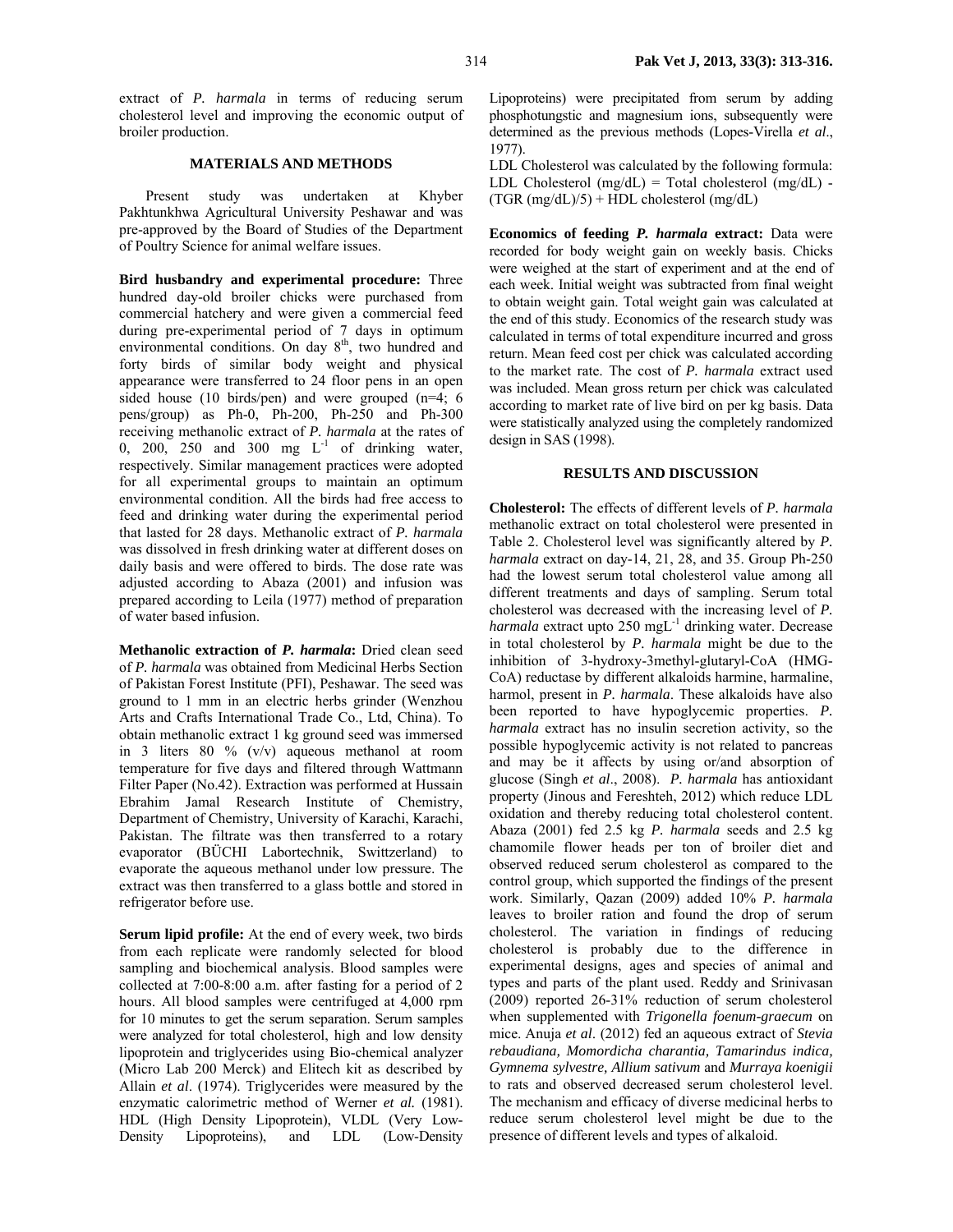extract of *P. harmala* in terms of reducing serum cholesterol level and improving the economic output of broiler production.

## MATERIALS AND METHODS

Present study was undertaken at Khyber Pakhtunkhwa Agricultural University Peshawar and was pre-approved by the Board of Studies of the Department of Poultry Science for animal welfare issues.

**Bird husbandry and experimental procedure:** Three hundred day-old broiler chicks were purchased from commercial hatchery and were given a commercial feed during pre-experimental period of 7 days in optimum environmental conditions. On day 8th, two hundred and forty birds of similar body weight and physical appearance were transferred to 24 floor pens in an open sided house (10 birds/pen) and were grouped (n=4; 6 pens/group) as Ph-0, Ph-200, Ph-250 and Ph-300 receiving methanolic extract of *P. harmala* at the rates of 0, 200, 250 and 300 mg $L^{-1}$ of drinking water, respectively. Similar management practices were adopted for all experimental groups to maintain an optimum environmental condition. All the birds had free access to feed and drinking water during the experimental period that lasted for 28 days. Methanolic extract of *P. harmala* was dissolved in fresh drinking water at different doses on daily basis and were offered to birds. The dose rate was adjusted according to Abaza (2001) and infusion was prepared according to Leila (1977) method of preparation of water based infusion.

**Methanolic extraction of *P. harmala*:** Dried clean seed of *P. harmala* was obtained from Medicinal Herbs Section of Pakistan Forest Institute (PFI), Peshawar. The seed was ground to 1 mm in an electric herbs grinder (Wenzhou Arts and Crafts International Trade Co., Ltd, China). To obtain methanolic extract 1 kg ground seed was immersed in 3 liters 80 % (v/v) aqueous methanol at room temperature for five days and filtered through Wattmann Filter Paper (No.42). Extraction was performed at Hussain Ebrahim Jamal Research Institute of Chemistry, Department of Chemistry, University of Karachi, Karachi, Pakistan. The filtrate was then transferred to a rotary evaporator (BÜCHI Labortechnik, Switzerland) to evaporate the aqueous methanol under low pressure. The extract was then transferred to a glass bottle and stored in refrigerator before use.

**Serum lipid profile:** At the end of every week, two birds from each replicate were randomly selected for blood sampling and biochemical analysis. Blood samples were collected at 7:00-8:00 a.m. after fasting for a period of 2 hours. All blood samples were centrifuged at 4,000 rpm for 10 minutes to get the serum separation. Serum samples were analyzed for total cholesterol, high and low density lipoprotein and triglycerides using Bio-chemical analyzer (Micro Lab 200 Merck) and Elitech kit as described by Allain *et al*. (1974). Triglycerides were measured by the enzymatic calorimetric method of Werner *et al.* (1981). HDL (High Density Lipoprotein), VLDL (Very Low-Density Lipoproteins), and LDL (Low-Density Lipoproteins) were precipitated from serum by adding phosphotungstic and magnesium ions, subsequently were determined as the previous methods (Lopes-Virella *et al*., 1977).

LDL Cholesterol was calculated by the following formula:
LDL Cholesterol (mg/dL) = Total cholesterol (mg/dL) - (TGR (mg/dL)/5) + HDL cholesterol (mg/dL)

**Economics of feeding *P. harmala* extract:** Data were recorded for body weight gain on weekly basis. Chicks were weighed at the start of experiment and at the end of each week. Initial weight was subtracted from final weight to obtain weight gain. Total weight gain was calculated at the end of this study. Economics of the research study was calculated in terms of total expenditure incurred and gross return. Mean feed cost per chick was calculated according to the market rate. The cost of *P. harmala* extract used was included. Mean gross return per chick was calculated according to market rate of live bird on per kg basis. Data were statistically analyzed using the completely randomized design in SAS (1998).

## RESULTS AND DISCUSSION

**Cholesterol:** The effects of different levels of *P. harmala* methanolic extract on total cholesterol were presented in Table 2. Cholesterol level was significantly altered by *P. harmala* extract on day-14, 21, 28, and 35. Group Ph-250 had the lowest serum total cholesterol value among all different treatments and days of sampling. Serum total cholesterol was decreased with the increasing level of *P. harmala* extract upto 250 mg$L^{-1}$ drinking water. Decrease in total cholesterol by *P. harmala* might be due to the inhibition of 3-hydroxy-3methyl-glutaryl-CoA (HMG-CoA) reductase by different alkaloids harmine, harmaline, harmol, present in *P. harmala*. These alkaloids have also been reported to have hypoglycemic properties. *P. harmala* extract has no insulin secretion activity, so the possible hypoglycemic activity is not related to pancreas and may be it affects by using or/and absorption of glucose (Singh *et al*., 2008). *P. harmala* has antioxidant property (Jinous and Fereshteh, 2012) which reduce LDL oxidation and thereby reducing total cholesterol content. Abaza (2001) fed 2.5 kg *P. harmala* seeds and 2.5 kg chamomile flower heads per ton of broiler diet and observed reduced serum cholesterol as compared to the control group, which supported the findings of the present work. Similarly, Qazan (2009) added 10% *P. harmala* leaves to broiler ration and found the drop of serum cholesterol. The variation in findings of reducing cholesterol is probably due to the difference in experimental designs, ages and species of animal and types and parts of the plant used. Reddy and Srinivasan (2009) reported 26-31% reduction of serum cholesterol when supplemented with *Trigonella foenum-graecum* on mice. Anuja *et al*. (2012) fed an aqueous extract of *Stevia rebaudiana, Momordicha charantia, Tamarindus indica, Gymnema sylvestre, Allium sativum* and *Murraya koenigii* to rats and observed decreased serum cholesterol level. The mechanism and efficacy of diverse medicinal herbs to reduce serum cholesterol level might be due to the presence of different levels and types of alkaloid.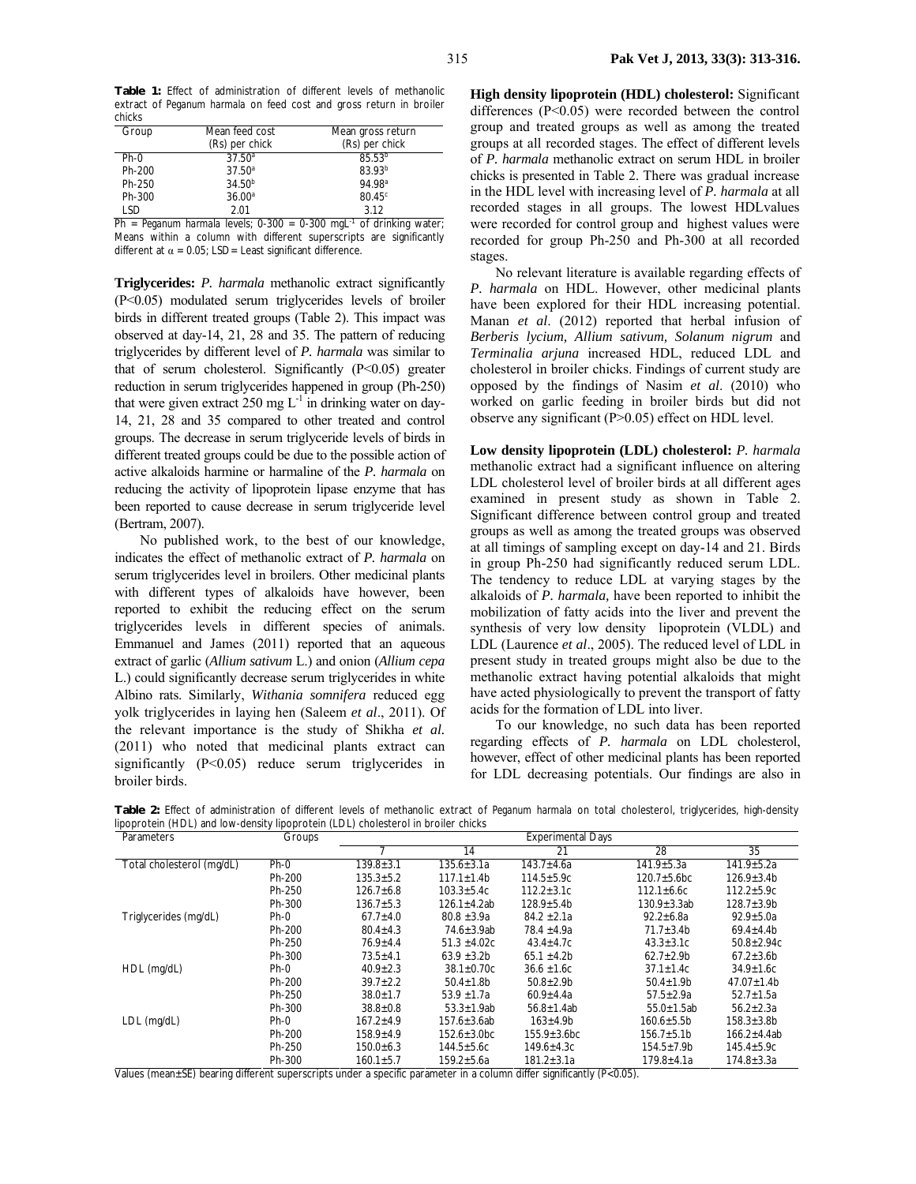**Table 1:** Effect of administration of different levels of methanolic extract of *Peganum harmala* on feed cost and gross return in broiler chicks

| Group | Mean feed cost (Rs) per chick | Mean gross return (Rs) per chick |
|---|---|---|
| Ph-0 | 37.50[a] | 85.53[a] |
| Ph-200 | 37.50[a] | 83.93[b] |
| Ph-250 | 34.50[b] | 94.98[a] |
| Ph-300 | 36.00[a] | 80.45[c] |
| LSD | 2.01 | 3.12 |

Ph = *Peganum harmala* levels; 0-300 = 0-300 mgL$^{-1}$ of drinking water; Means within a column with different superscripts are significantly different at $\alpha$ = 0.05; LSD = Least significant difference.

**Triglycerides:** *P. harmala* methanolic extract significantly (P<0.05) modulated serum triglycerides levels of broiler birds in different treated groups (Table 2). This impact was observed at day-14, 21, 28 and 35. The pattern of reducing triglycerides by different level of *P. harmala* was similar to that of serum cholesterol. Significantly (P<0.05) greater reduction in serum triglycerides happened in group (Ph-250) that were given extract 250 mg L$^{-1}$ in drinking water on day-14, 21, 28 and 35 compared to other treated and control groups. The decrease in serum triglyceride levels of birds in different treated groups could be due to the possible action of active alkaloids harmine or harmaline of the *P. harmala* on reducing the activity of lipoprotein lipase enzyme that has been reported to cause decrease in serum triglyceride level (Bertram, 2007).

No published work, to the best of our knowledge, indicates the effect of methanolic extract of *P. harmala* on serum triglycerides level in broilers. Other medicinal plants with different types of alkaloids have however, been reported to exhibit the reducing effect on the serum triglycerides levels in different species of animals. Emmanuel and James (2011) reported that an aqueous extract of garlic (*Allium sativum* L.) and onion (*Allium cepa* L.) could significantly decrease serum triglycerides in white Albino rats. Similarly, *Withania somnifera* reduced egg yolk triglycerides in laying hen (Saleem *et al*., 2011). Of the relevant importance is the study of Shikha *et al.* (2011) who noted that medicinal plants extract can significantly (P<0.05) reduce serum triglycerides in broiler birds.

**High density lipoprotein (HDL) cholesterol:** Significant differences (P<0.05) were recorded between the control group and treated groups as well as among the treated groups at all recorded stages. The effect of different levels of *P. harmala* methanolic extract on serum HDL in broiler chicks is presented in Table 2. There was gradual increase in the HDL level with increasing level of *P. harmala* at all recorded stages in all groups. The lowest HDLvalues were recorded for control group and highest values were recorded for group Ph-250 and Ph-300 at all recorded stages.

No relevant literature is available regarding effects of *P. harmala* on HDL. However, other medicinal plants have been explored for their HDL increasing potential. Manan *et al*. (2012) reported that herbal infusion of *Berberis lycium, Allium sativum, Solanum nigrum* and *Terminalia arjuna* increased HDL, reduced LDL and cholesterol in broiler chicks. Findings of current study are opposed by the findings of Nasim *et al*. (2010) who worked on garlic feeding in broiler birds but did not observe any significant (P>0.05) effect on HDL level.

**Low density lipoprotein (LDL) cholesterol:** *P. harmala* methanolic extract had a significant influence on altering LDL cholesterol level of broiler birds at all different ages examined in present study as shown in Table 2. Significant difference between control group and treated groups as well as among the treated groups was observed at all timings of sampling except on day-14 and 21. Birds in group Ph-250 had significantly reduced serum LDL. The tendency to reduce LDL at varying stages by the alkaloids of *P. harmala,* have been reported to inhibit the mobilization of fatty acids into the liver and prevent the synthesis of very low density lipoprotein (VLDL) and LDL (Laurence *et al*., 2005). The reduced level of LDL in present study in treated groups might also be due to the methanolic extract having potential alkaloids that might have acted physiologically to prevent the transport of fatty acids for the formation of LDL into liver.

To our knowledge, no such data has been reported regarding effects of *P. harmala* on LDL cholesterol, however, effect of other medicinal plants has been reported for LDL decreasing potentials. Our findings are also in

**Table 2:** Effect of administration of different levels of methanolic extract of Peganum harmala on total cholesterol, triglycerides, high-density lipoprotein (HDL) and low-density lipoprotein (LDL) cholesterol in broiler chicks

| Parameters | Groups | Experimental Days | | | | |
|---|---|---|---|---|---|---|
| | | 7 | 14 | 21 | 28 | 35 |
| Total cholesterol (mg/dL) | Ph-0 | 139.8±3.1 | 135.6±3.1a | 143.7±4.6a | 141.9±5.3a | 141.9±5.2a |
| | Ph-200 | 135.3±5.2 | 117.1±1.4b | 114.5±5.9c | 120.7±5.6bc | 126.9±3.4b |
| | Ph-250 | 126.7±6.8 | 103.3±5.4c | 112.2±3.1c | 112.1±6.6c | 112.2±5.9c |
| | Ph-300 | 136.7±5.3 | 126.1±4.2ab | 128.9±5.4b | 130.9±3.3ab | 128.7±3.9b |
| Triglycerides (mg/dL) | Ph-0 | 67.7±4.0 | 80.8 ±3.9a | 84.2 ±2.1a | 92.2±6.8a | 92.9±5.0a |
| | Ph-200 | 80.4±4.3 | 74.6±3.9ab | 78.4 ±4.9a | 71.7±3.4b | 69.4±4.4b |
| | Ph-250 | 76.9±4.4 | 51.3 ±4.02c | 43.4±4.7c | 43.3±3.1c | 50.8±2.94c |
| | Ph-300 | 73.5±4.1 | 63.9 ±3.2b | 65.1 ±4.2b | 62.7±2.9b | 67.2±3.6b |
| HDL (mg/dL) | Ph-0 | 40.9±2.3 | 38.1±0.70c | 36.6 ±1.6c | 37.1±1.4c | 34.9±1.6c |
| | Ph-200 | 39.7±2.2 | 50.4±1.8b | 50.8±2.9b | 50.4±1.9b | 47.07±1.4b |
| | Ph-250 | 38.0±1.7 | 53.9 ±1.7a | 60.9±4.4a | 57.5±2.9a | 52.7±1.5a |
| | Ph-300 | 38.8±0.8 | 53.3±1.9ab | 56.8±1.4ab | 55.0±1.5ab | 56.2±2.3a |
| LDL (mg/dL) | Ph-0 | 167.2±4.9 | 157.6±3.6ab | 163±4.9b | 160.6±5.5b | 158.3±3.8b |
| | Ph-200 | 158.9±4.9 | 152.6±3.0bc | 155.9±3.6bc | 156.7±5.1b | 166.2±4.4ab |
| | Ph-250 | 150.0±6.3 | 144.5±5.6c | 149.6±4.3c | 154.5±7.9b | 145.4±5.9c |
| | Ph-300 | 160.1±5.7 | 159.2±5.6a | 181.2±3.1a | 179.8±4.1a | 174.8±3.3a |

Values (mean±SE) bearing different superscripts under a specific parameter in a column differ significantly (P<0.05).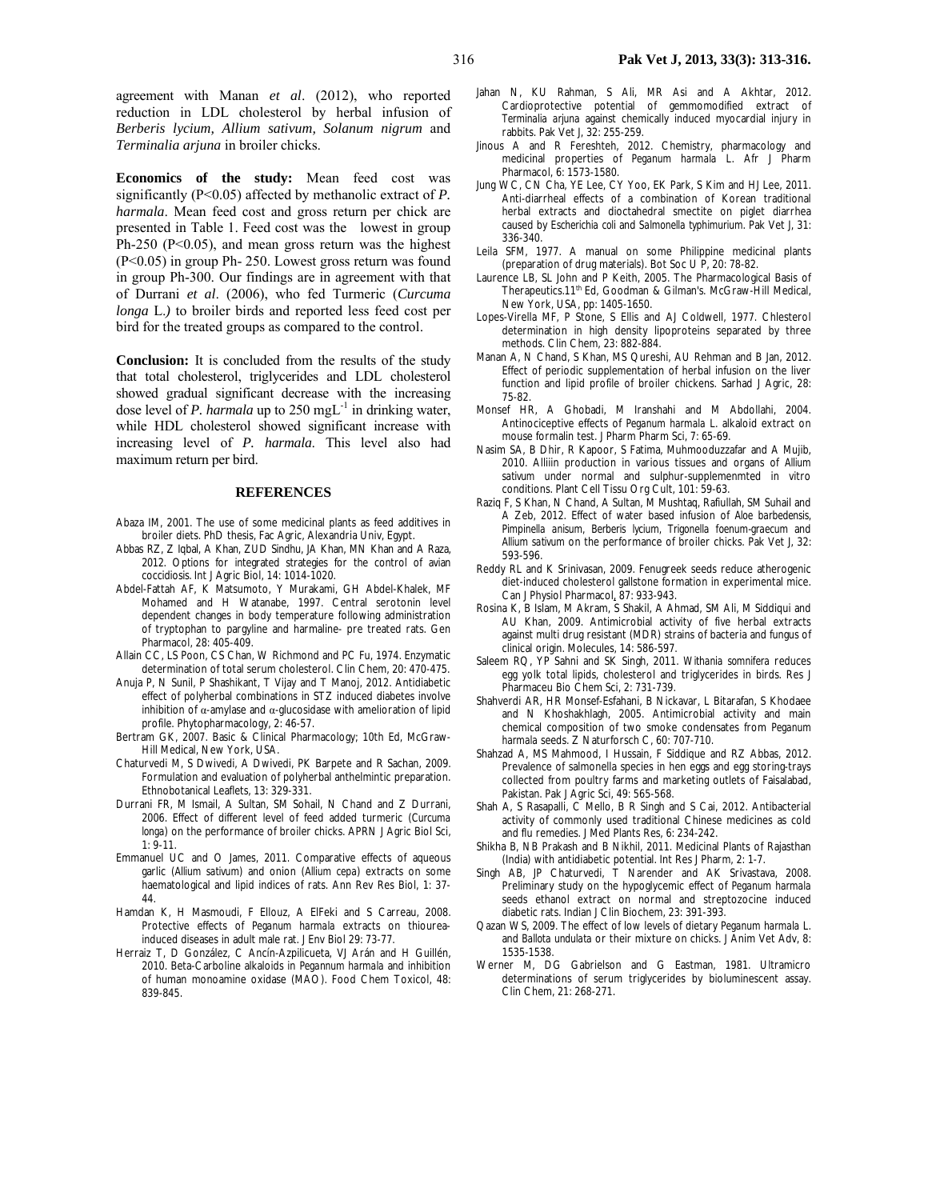agreement with Manan *et al*. (2012), who reported reduction in LDL cholesterol by herbal infusion of *Berberis lycium*, *Allium sativum*, *Solanum nigrum* and *Terminalia arjuna* in broiler chicks.

**Economics of the study:** Mean feed cost was significantly ($P<0.05$) affected by methanolic extract of *P. harmala*. Mean feed cost and gross return per chick are presented in Table 1. Feed cost was the lowest in group Ph-250 ($P<0.05$), and mean gross return was the highest ($P<0.05$) in group Ph- 250. Lowest gross return was found in group Ph-300. Our findings are in agreement with that of Durrani *et al*. (2006), who fed Turmeric (*Curcuma longa* L.) to broiler birds and reported less feed cost per bird for the treated groups as compared to the control.

**Conclusion:** It is concluded from the results of the study that total cholesterol, triglycerides and LDL cholesterol showed gradual significant decrease with the increasing dose level of *P. harmala* up to 250 $mgL^{-1}$ in drinking water, while HDL cholesterol showed significant increase with increasing level of *P. harmala*. This level also had maximum return per bird.

## REFERENCES

Abaza IM, 2001. The use of some medicinal plants as feed additives in broiler diets. PhD thesis, Fac Agric, Alexandria Univ, Egypt.

Abbas RZ, Z Iqbal, A Khan, ZUD Sindhu, JA Khan, MN Khan and A Raza, 2012. Options for integrated strategies for the control of avian coccidiosis. Int J Agric Biol, 14: 1014-1020.

Abdel-Fattah AF, K Matsumoto, Y Murakami, GH Abdel-Khalek, MF Mohamed and H Watanabe, 1997. Central serotonin level dependent changes in body temperature following administration of tryptophan to pargyline and harmaline- pre treated rats. Gen Pharmacol, 28: 405-409.

Allain CC, LS Poon, CS Chan, W Richmond and PC Fu, 1974. Enzymatic determination of total serum cholesterol. Clin Chem, 20: 470-475.

Anuja P, N Sunil, P Shashikant, T Vijay and T Manoj, 2012. Antidiabetic effect of polyherbal combinations in STZ induced diabetes involve inhibition of α-amylase and α-glucosidase with amelioration of lipid profile. Phytopharmacology, 2: 46-57.

Bertram GK, 2007. Basic & Clinical Pharmacology; 10th Ed, McGraw-Hill Medical, New York, USA.

Chaturvedi M, S Dwivedi, A Dwivedi, PK Barpete and R Sachan, 2009. Formulation and evaluation of polyherbal anthelmintic preparation. Ethnobotanical Leaflets, 13: 329-331.

Durrani FR, M Ismail, A Sultan, SM Sohail, N Chand and Z Durrani, 2006. Effect of different level of feed added turmeric (*Curcuma longa*) on the performance of broiler chicks. APRN J Agric Biol Sci, 1: 9-11.

Emmanuel UC and O James, 2011. Comparative effects of aqueous garlic (*Allium sativum*) and onion (*Allium cepa*) extracts on some haematological and lipid indices of rats. Ann Rev Res Biol, 1: 37-44.

Hamdan K, H Masmoudi, F Ellouz, A ElFeki and S Carreau, 2008. Protective effects of *Peganum harmala* extracts on thiourea-induced diseases in adult male rat. J Env Biol 29: 73-77.

Herraiz T, D González, C Ancín-Azpilicueta, VJ Arán and H Guillén, 2010. Beta-Carboline alkaloids in *Pegannum harmala* and inhibition of human monoamine oxidase (MAO). Food Chem Toxicol, 48: 839-845.

Jahan N, KU Rahman, S Ali, MR Asi and A Akhtar, 2012. Cardioprotective potential of gemmomodified extract of *Terminalia arjuna* against chemically induced myocardial injury in rabbits. Pak Vet J, 32: 255-259.

Jinous A and R Fereshteh, 2012. Chemistry, pharmacology and medicinal properties of *Peganum harmala* L. Afr J Pharm Pharmacol, 6: 1573-1580.

Jung WC, CN Cha, YE Lee, CY Yoo, EK Park, S Kim and HJ Lee, 2011. Anti-diarrheal effects of a combination of Korean traditional herbal extracts and dioctahedral smectite on piglet diarrhea caused by *Escherichia coli* and *Salmonella typhimurium*. Pak Vet J, 31: 336-340.

Leila SFM, 1977. A manual on some Philippine medicinal plants (preparation of drug materials). Bot Soc U P, 20: 78-82.

Laurence LB, SL John and P Keith, 2005. The Pharmacological Basis of Therapeutics.11th Ed, Goodman & Gilman's. McGraw-Hill Medical, New York, USA, pp: 1405-1650.

Lopes-Virella MF, P Stone, S Ellis and AJ Coldwell, 1977. Chlesterol determination in high density lipoproteins separated by three methods. Clin Chem, 23: 882-884.

Manan A, N Chand, S Khan, MS Qureshi, AU Rehman and B Jan, 2012. Effect of periodic supplementation of herbal infusion on the liver function and lipid profile of broiler chickens. Sarhad J Agric, 28: 75-82.

Monsef HR, A Ghobadi, M Iranshahi and M Abdollahi, 2004. Antinociceptive effects of *Peganum harmala* L. alkaloid extract on mouse formalin test. J Pharm Pharm Sci, 7: 65-69.

Nasim SA, B Dhir, R Kapoor, S Fatima, Muhmooduzzafar and A Mujib, 2010. Alliin production in various tissues and organs of *Allium sativum* under normal and sulphur-supplemenmted in vitro conditions. Plant Cell Tissu Org Cult, 101: 59-63.

Raziq F, S Khan, N Chand, A Sultan, M Mushtaq, Rafiullah, SM Suhail and A Zeb, 2012. Effect of water based infusion of *Aloe barbedensis, Pimpinella anisum, Berberis lycium, Trigonella foenum-graecum* and *Allium sativum* on the performance of broiler chicks. Pak Vet J, 32: 593-596.

Reddy RL and K Srinivasan, 2009. Fenugreek seeds reduce atherogenic diet-induced cholesterol gallstone formation in experimental mice. Can J Physiol Pharmacol, 87: 933-943.

Rosina K, B Islam, M Akram, S Shakil, A Ahmad, SM Ali, M Siddiqui and AU Khan, 2009. Antimicrobial activity of five herbal extracts against multi drug resistant (MDR) strains of bacteria and fungus of clinical origin. Molecules, 14: 586-597.

Saleem RQ, YP Sahni and SK Singh, 2011. *Withania somnifera* reduces egg yolk total lipids, cholesterol and triglycerides in birds. Res J Pharmaceu Bio Chem Sci, 2: 731-739.

Shahverdi AR, HR Monsef-Esfahani, B Nickavar, L Bitarafan, S Khodaee and N Khoshakhlagh, 2005. Antimicrobial activity and main chemical composition of two smoke condensates from *Peganum harmala* seeds. Z Naturforsch C, 60: 707-710.

Shahzad A, MS Mahmood, I Hussain, F Siddique and RZ Abbas, 2012. Prevalence of salmonella species in hen eggs and egg storing-trays collected from poultry farms and marketing outlets of Faisalabad, Pakistan. Pak J Agric Sci, 49: 565-568.

Shah A, S Rasapalli, C Mello, B R Singh and S Cai, 2012. Antibacterial activity of commonly used traditional Chinese medicines as cold and flu remedies. J Med Plants Res, 6: 234-242.

Shikha B, NB Prakash and B Nikhil, 2011. Medicinal Plants of Rajasthan (India) with antidiabetic potential. Int Res J Pharm, 2: 1-7.

Singh AB, JP Chaturvedi, T Narender and AK Srivastava, 2008. Preliminary study on the hypoglycemic effect of *Peganum harmala* seeds ethanol extract on normal and streptozocine induced diabetic rats. Indian J Clin Biochem, 23: 391-393.

Qazan WS, 2009. The effect of low levels of dietary *Peganum harmala* L. and *Ballota undulata* or their mixture on chicks. J Anim Vet Adv, 8: 1535-1538.

Werner M, DG Gabrielson and G Eastman, 1981. Ultramicro determinations of serum triglycerides by bioluminescent assay. Clin Chem, 21: 268-271.